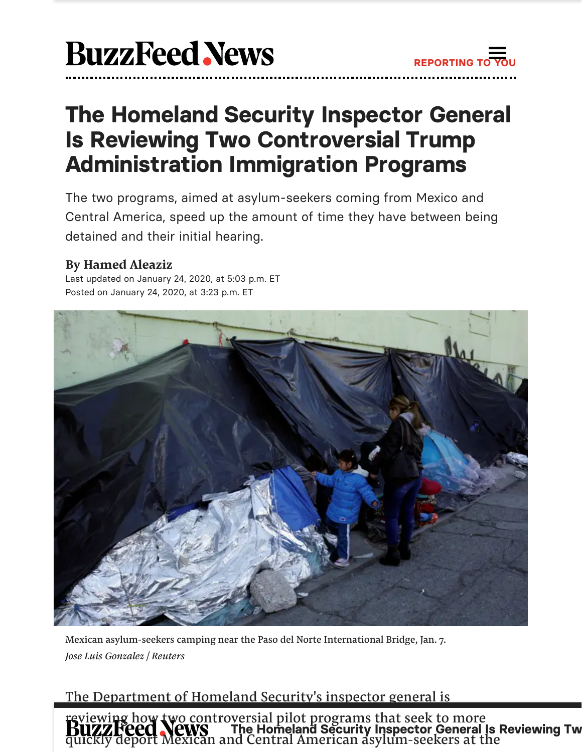# The Homeland Security Inspector General Is Reviewing Two Controversial Trump Administration Immigration Programs

The two programs, aimed at asylum-seekers coming from Mexico and Central America, speed up the amount of time they have between being detained and their initial hearing.

**By Hamed Aleaziz**

Last updated on January 24, 2020, at 5:03 p.m. ET

Posted on January 24, 2020, at 3:23 p.m. ET

Mexican asylum-seekers camping near the Paso del Norte International Bridge, Jan. 7.

*Jose Luis Gonzalez / Reuters*

The Department of Homeland Security's inspector general is reviewing how two controversial pilot programs that seek to more quickly deport Mexican and Central American asylum-seekers at the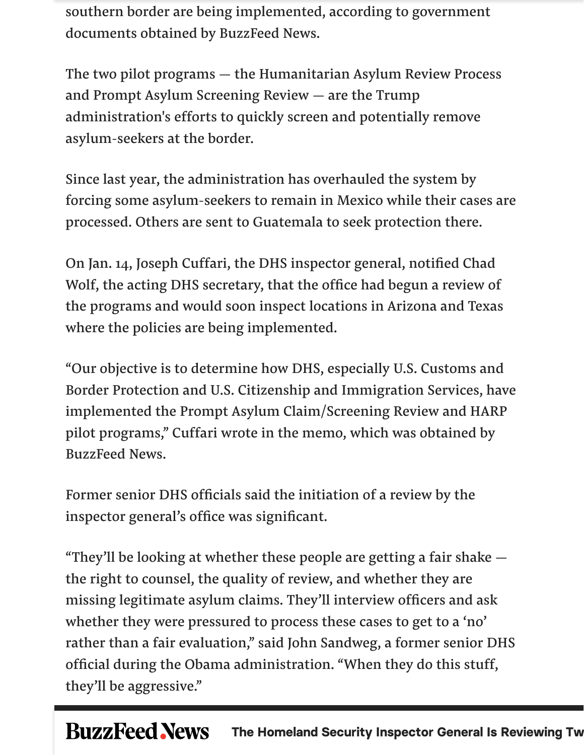southern border are being implemented, according to government documents obtained by BuzzFeed News.

The two pilot programs — the Humanitarian Asylum Review Process and Prompt Asylum Screening Review — are the Trump administration's efforts to quickly screen and potentially remove asylum-seekers at the border.

Since last year, the administration has overhauled the system by forcing some asylum-seekers to remain in Mexico while their cases are processed. Others are sent to Guatemala to seek protection there.

On Jan. 14, Joseph Cuffari, the DHS inspector general, notified Chad Wolf, the acting DHS secretary, that the office had begun a review of the programs and would soon inspect locations in Arizona and Texas where the policies are being implemented.

"Our objective is to determine how DHS, especially U.S. Customs and Border Protection and U.S. Citizenship and Immigration Services, have implemented the Prompt Asylum Claim/Screening Review and HARP pilot programs," Cuffari wrote in the memo, which was obtained by BuzzFeed News.

Former senior DHS officials said the initiation of a review by the inspector general's office was significant.

"They'll be looking at whether these people are getting a fair shake — the right to counsel, the quality of review, and whether they are missing legitimate asylum claims. They'll interview officers and ask whether they were pressured to process these cases to get to a 'no' rather than a fair evaluation," said John Sandweg, a former senior DHS official during the Obama administration. "When they do this stuff, they'll be aggressive."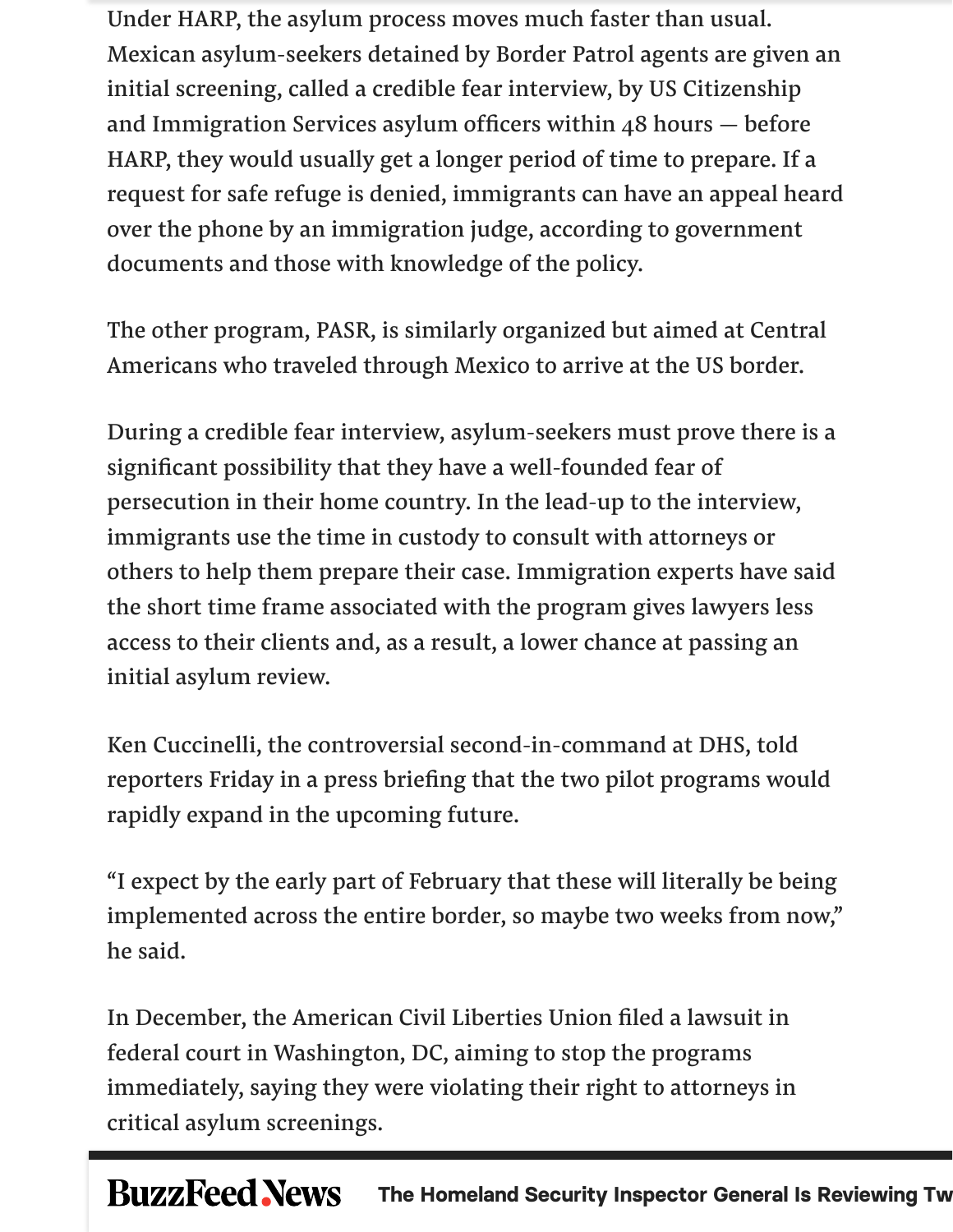Under HARP, the asylum process moves much faster than usual. Mexican asylum-seekers detained by Border Patrol agents are given an initial screening, called a credible fear interview, by US Citizenship and Immigration Services asylum officers within 48 hours — before HARP, they would usually get a longer period of time to prepare. If a request for safe refuge is denied, immigrants can have an appeal heard over the phone by an immigration judge, according to government documents and those with knowledge of the policy.

The other program, PASR, is similarly organized but aimed at Central Americans who traveled through Mexico to arrive at the US border.

During a credible fear interview, asylum-seekers must prove there is a significant possibility that they have a well-founded fear of persecution in their home country. In the lead-up to the interview, immigrants use the time in custody to consult with attorneys or others to help them prepare their case. Immigration experts have said the short time frame associated with the program gives lawyers less access to their clients and, as a result, a lower chance at passing an initial asylum review.

Ken Cuccinelli, the controversial second-in-command at DHS, told reporters Friday in a press briefing that the two pilot programs would rapidly expand in the upcoming future.

"I expect by the early part of February that these will literally be being implemented across the entire border, so maybe two weeks from now," he said.

In December, the American Civil Liberties Union filed a lawsuit in federal court in Washington, DC, aiming to stop the programs immediately, saying they were violating their right to attorneys in critical asylum screenings.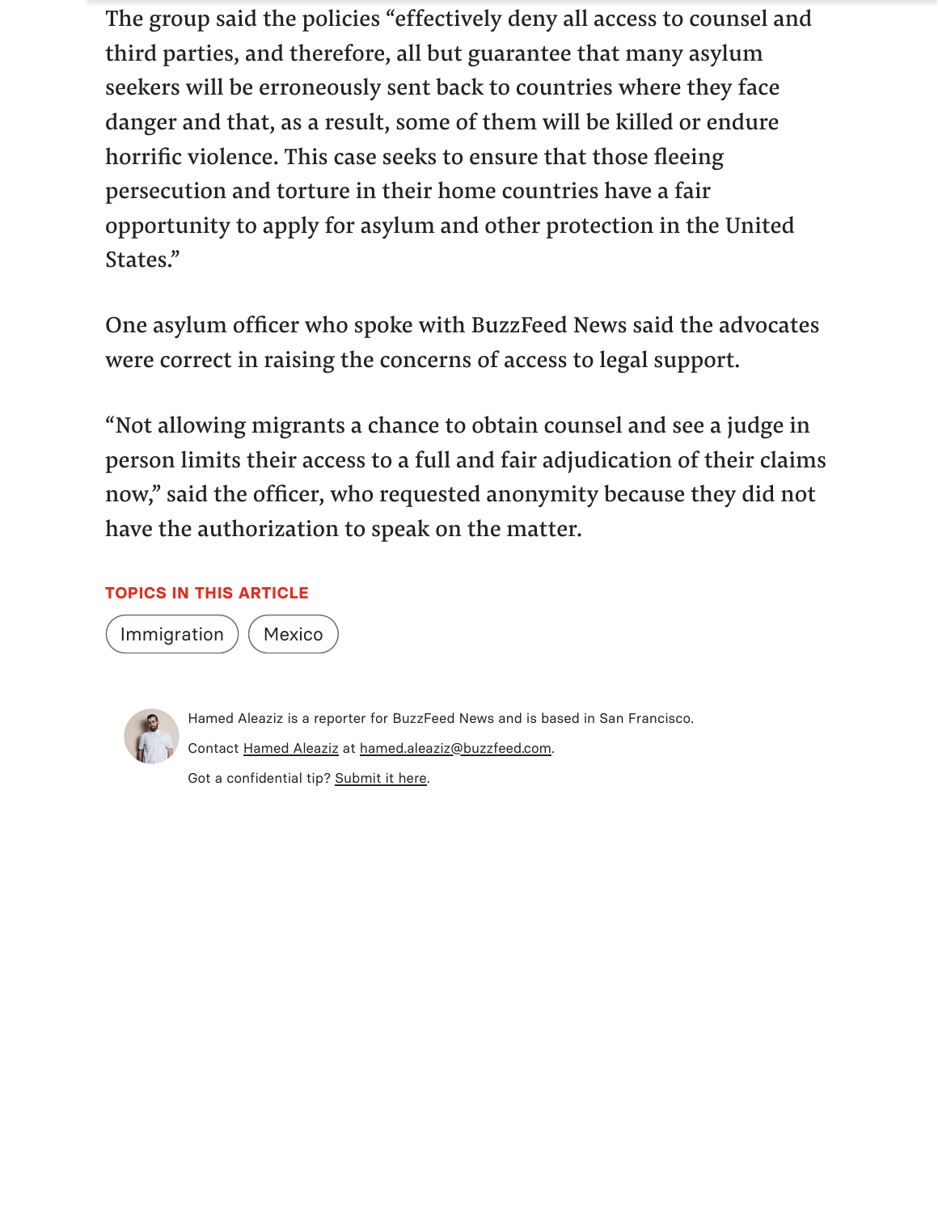The group said the policies “effectively deny all access to counsel and third parties, and therefore, all but guarantee that many asylum seekers will be erroneously sent back to countries where they face danger and that, as a result, some of them will be killed or endure horrific violence. This case seeks to ensure that those fleeing persecution and torture in their home countries have a fair opportunity to apply for asylum and other protection in the United States.”

One asylum officer who spoke with BuzzFeed News said the advocates were correct in raising the concerns of access to legal support.

“Not allowing migrants a chance to obtain counsel and see a judge in person limits their access to a full and fair adjudication of their claims now,” said the officer, who requested anonymity because they did not have the authorization to speak on the matter.

**TOPICS IN THIS ARTICLE**

Immigration

Mexico

Hamed Aleaziz is a reporter for BuzzFeed News and is based in San Francisco.

Contact Hamed Aleaziz at hamed.aleaziz@buzzfeed.com.

Got a confidential tip? Submit it here.